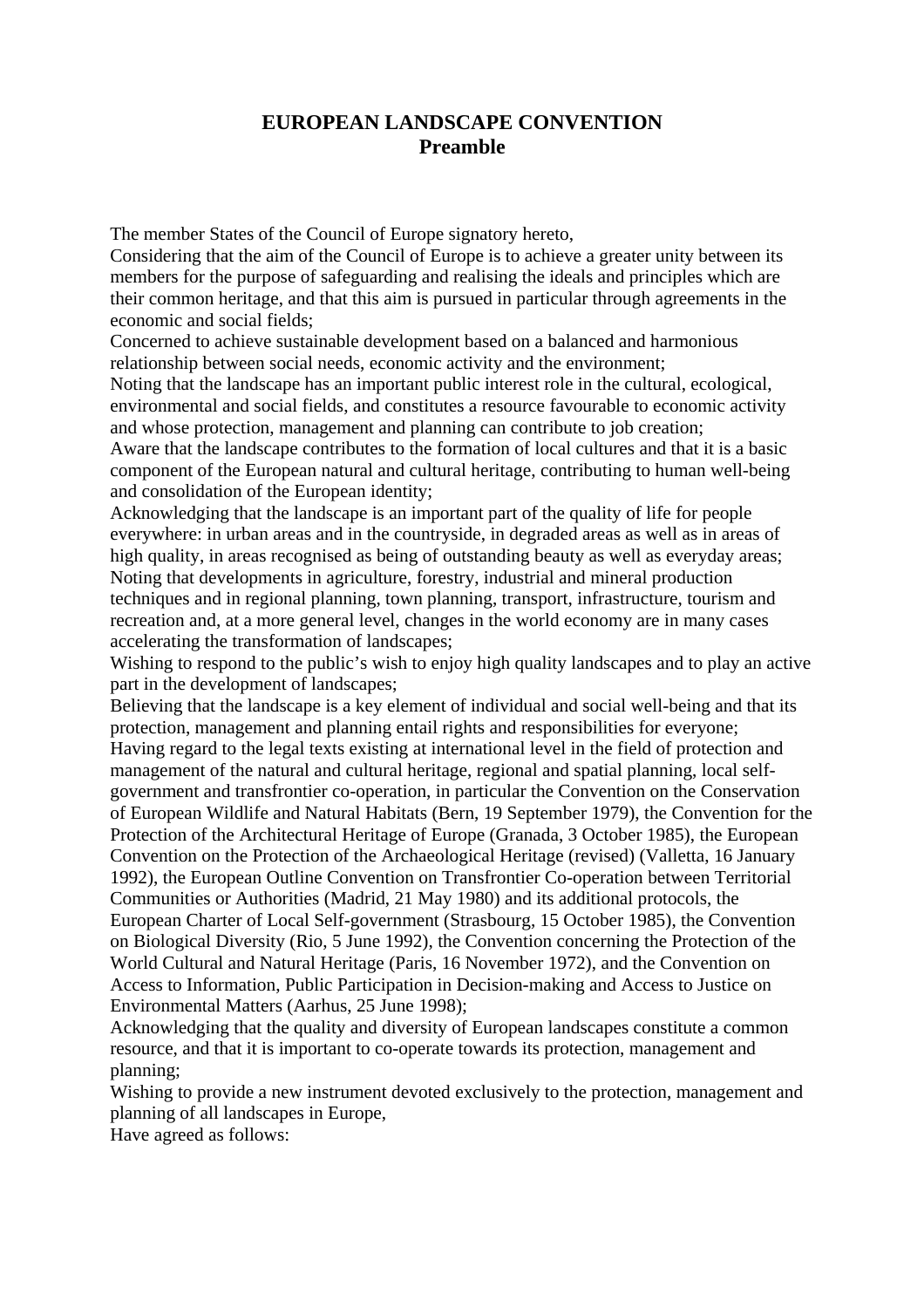# EUROPEAN LANDSCAPE CONVENTION
## Preamble

The member States of the Council of Europe signatory hereto,

Considering that the aim of the Council of Europe is to achieve a greater unity between its members for the purpose of safeguarding and realising the ideals and principles which are their common heritage, and that this aim is pursued in particular through agreements in the economic and social fields;

Concerned to achieve sustainable development based on a balanced and harmonious relationship between social needs, economic activity and the environment;

Noting that the landscape has an important public interest role in the cultural, ecological, environmental and social fields, and constitutes a resource favourable to economic activity and whose protection, management and planning can contribute to job creation;

Aware that the landscape contributes to the formation of local cultures and that it is a basic component of the European natural and cultural heritage, contributing to human well-being and consolidation of the European identity;

Acknowledging that the landscape is an important part of the quality of life for people everywhere: in urban areas and in the countryside, in degraded areas as well as in areas of high quality, in areas recognised as being of outstanding beauty as well as everyday areas;

Noting that developments in agriculture, forestry, industrial and mineral production techniques and in regional planning, town planning, transport, infrastructure, tourism and recreation and, at a more general level, changes in the world economy are in many cases accelerating the transformation of landscapes;

Wishing to respond to the public's wish to enjoy high quality landscapes and to play an active part in the development of landscapes;

Believing that the landscape is a key element of individual and social well-being and that its protection, management and planning entail rights and responsibilities for everyone;

Having regard to the legal texts existing at international level in the field of protection and management of the natural and cultural heritage, regional and spatial planning, local self-government and transfrontier co-operation, in particular the Convention on the Conservation of European Wildlife and Natural Habitats (Bern, 19 September 1979), the Convention for the Protection of the Architectural Heritage of Europe (Granada, 3 October 1985), the European Convention on the Protection of the Archaeological Heritage (revised) (Valletta, 16 January 1992), the European Outline Convention on Transfrontier Co-operation between Territorial Communities or Authorities (Madrid, 21 May 1980) and its additional protocols, the European Charter of Local Self-government (Strasbourg, 15 October 1985), the Convention on Biological Diversity (Rio, 5 June 1992), the Convention concerning the Protection of the World Cultural and Natural Heritage (Paris, 16 November 1972), and the Convention on Access to Information, Public Participation in Decision-making and Access to Justice on Environmental Matters (Aarhus, 25 June 1998);

Acknowledging that the quality and diversity of European landscapes constitute a common resource, and that it is important to co-operate towards its protection, management and planning;

Wishing to provide a new instrument devoted exclusively to the protection, management and planning of all landscapes in Europe,

Have agreed as follows: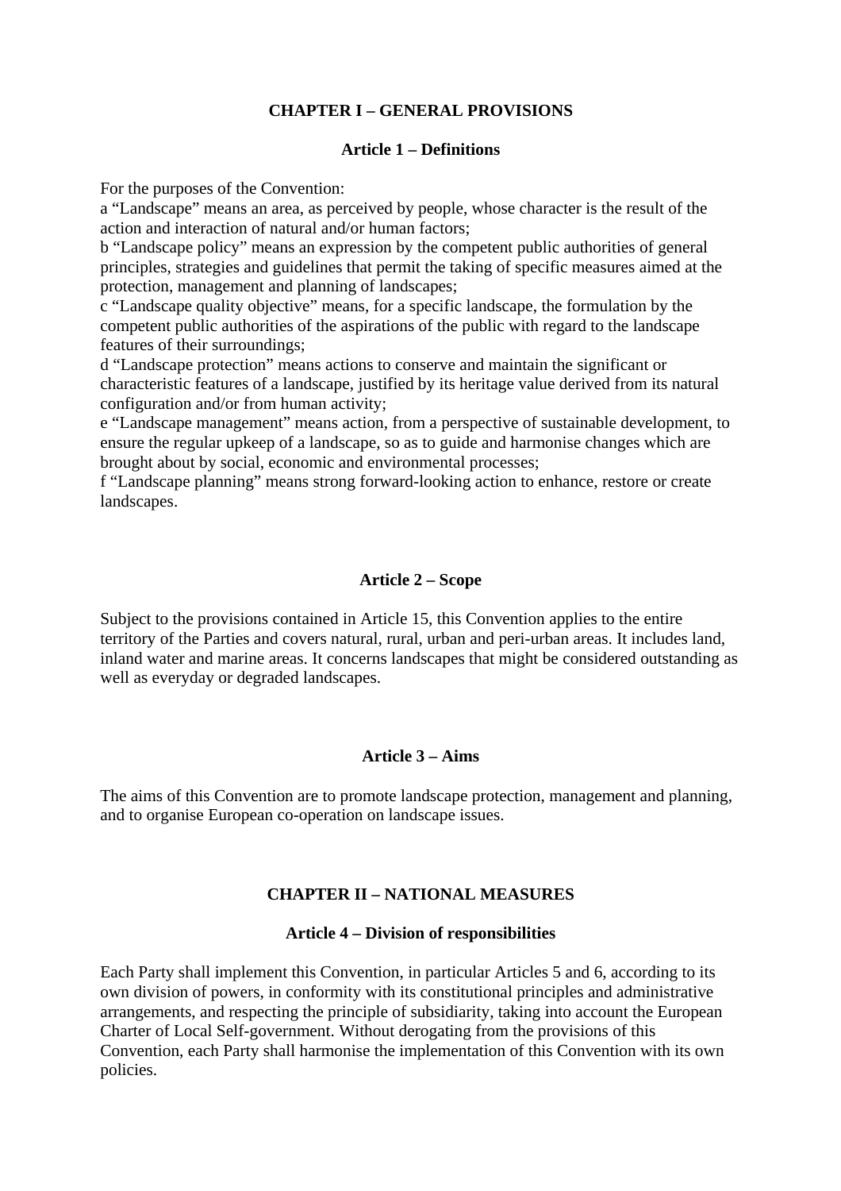## CHAPTER I – GENERAL PROVISIONS

### Article 1 – Definitions

For the purposes of the Convention:

a "Landscape" means an area, as perceived by people, whose character is the result of the action and interaction of natural and/or human factors;

b "Landscape policy" means an expression by the competent public authorities of general principles, strategies and guidelines that permit the taking of specific measures aimed at the protection, management and planning of landscapes;

c "Landscape quality objective" means, for a specific landscape, the formulation by the competent public authorities of the aspirations of the public with regard to the landscape features of their surroundings;

d "Landscape protection" means actions to conserve and maintain the significant or characteristic features of a landscape, justified by its heritage value derived from its natural configuration and/or from human activity;

e "Landscape management" means action, from a perspective of sustainable development, to ensure the regular upkeep of a landscape, so as to guide and harmonise changes which are brought about by social, economic and environmental processes;

f "Landscape planning" means strong forward-looking action to enhance, restore or create landscapes.

### Article 2 – Scope

Subject to the provisions contained in Article 15, this Convention applies to the entire territory of the Parties and covers natural, rural, urban and peri-urban areas. It includes land, inland water and marine areas. It concerns landscapes that might be considered outstanding as well as everyday or degraded landscapes.

### Article 3 – Aims

The aims of this Convention are to promote landscape protection, management and planning, and to organise European co-operation on landscape issues.

## CHAPTER II – NATIONAL MEASURES

### Article 4 – Division of responsibilities

Each Party shall implement this Convention, in particular Articles 5 and 6, according to its own division of powers, in conformity with its constitutional principles and administrative arrangements, and respecting the principle of subsidiarity, taking into account the European Charter of Local Self-government. Without derogating from the provisions of this Convention, each Party shall harmonise the implementation of this Convention with its own policies.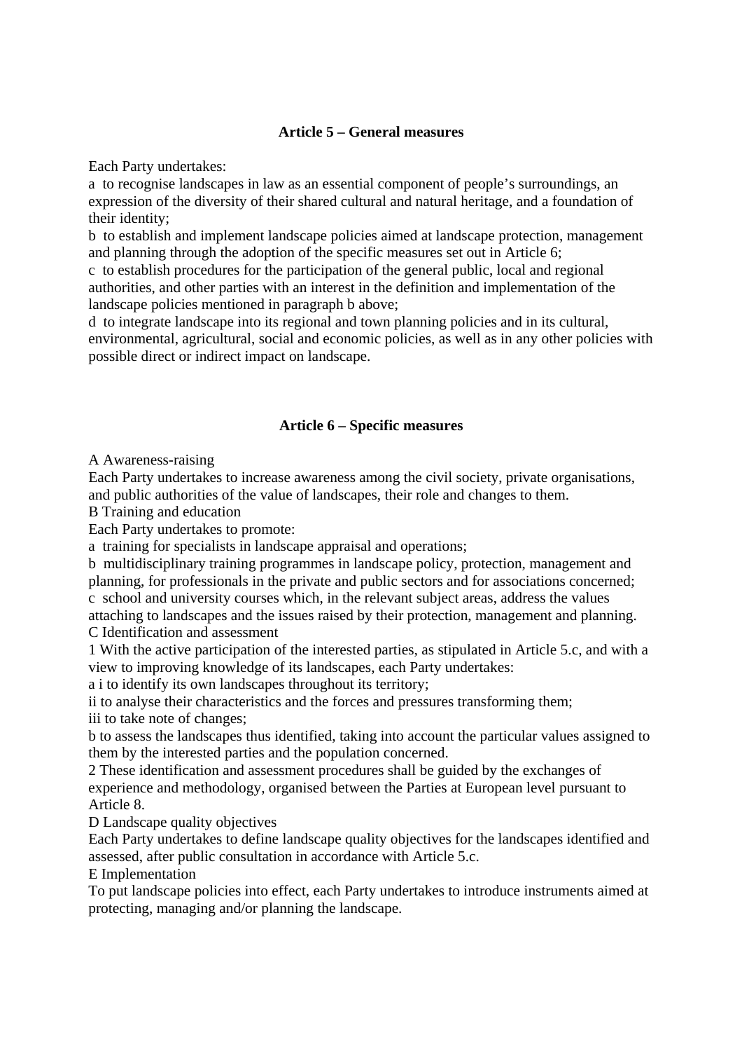### Article 5 – General measures

Each Party undertakes:

a to recognise landscapes in law as an essential component of people's surroundings, an expression of the diversity of their shared cultural and natural heritage, and a foundation of their identity;

b to establish and implement landscape policies aimed at landscape protection, management and planning through the adoption of the specific measures set out in Article 6;

c to establish procedures for the participation of the general public, local and regional authorities, and other parties with an interest in the definition and implementation of the landscape policies mentioned in paragraph b above;

d to integrate landscape into its regional and town planning policies and in its cultural, environmental, agricultural, social and economic policies, as well as in any other policies with possible direct or indirect impact on landscape.

### Article 6 – Specific measures

A Awareness-raising

Each Party undertakes to increase awareness among the civil society, private organisations, and public authorities of the value of landscapes, their role and changes to them.

B Training and education

Each Party undertakes to promote:

a training for specialists in landscape appraisal and operations;

b multidisciplinary training programmes in landscape policy, protection, management and planning, for professionals in the private and public sectors and for associations concerned;

c school and university courses which, in the relevant subject areas, address the values attaching to landscapes and the issues raised by their protection, management and planning.

C Identification and assessment

1 With the active participation of the interested parties, as stipulated in Article 5.c, and with a view to improving knowledge of its landscapes, each Party undertakes:

a i to identify its own landscapes throughout its territory;

ii to analyse their characteristics and the forces and pressures transforming them;

iii to take note of changes;

b to assess the landscapes thus identified, taking into account the particular values assigned to them by the interested parties and the population concerned.

2 These identification and assessment procedures shall be guided by the exchanges of experience and methodology, organised between the Parties at European level pursuant to Article 8.

D Landscape quality objectives

Each Party undertakes to define landscape quality objectives for the landscapes identified and assessed, after public consultation in accordance with Article 5.c.

E Implementation

To put landscape policies into effect, each Party undertakes to introduce instruments aimed at protecting, managing and/or planning the landscape.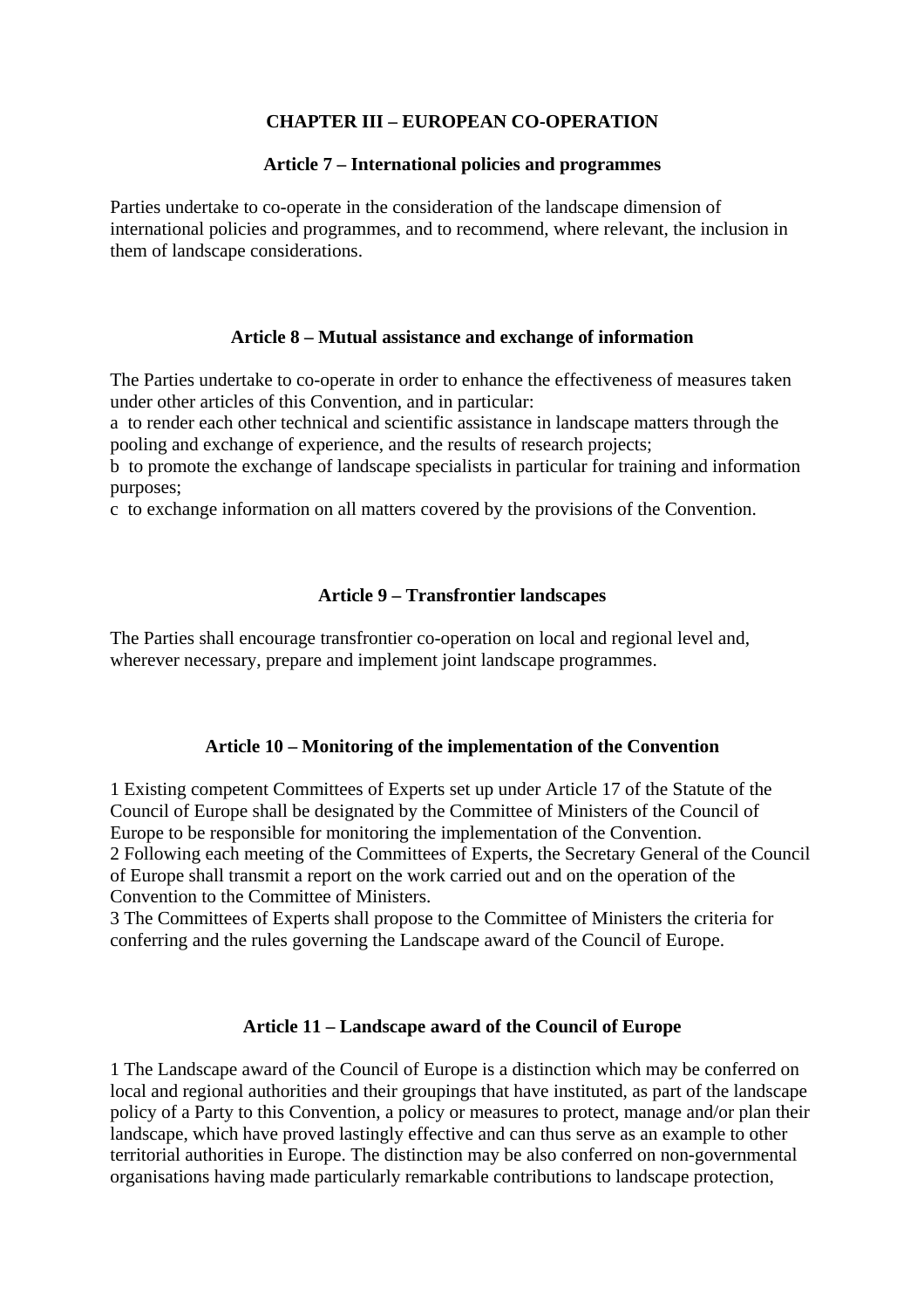## CHAPTER III – EUROPEAN CO-OPERATION

### Article 7 – International policies and programmes

Parties undertake to co-operate in the consideration of the landscape dimension of international policies and programmes, and to recommend, where relevant, the inclusion in them of landscape considerations.

### Article 8 – Mutual assistance and exchange of information

The Parties undertake to co-operate in order to enhance the effectiveness of measures taken under other articles of this Convention, and in particular:

a  to render each other technical and scientific assistance in landscape matters through the pooling and exchange of experience, and the results of research projects;

b  to promote the exchange of landscape specialists in particular for training and information purposes;

c  to exchange information on all matters covered by the provisions of the Convention.

### Article 9 – Transfrontier landscapes

The Parties shall encourage transfrontier co-operation on local and regional level and, wherever necessary, prepare and implement joint landscape programmes.

### Article 10 – Monitoring of the implementation of the Convention

1 Existing competent Committees of Experts set up under Article 17 of the Statute of the Council of Europe shall be designated by the Committee of Ministers of the Council of Europe to be responsible for monitoring the implementation of the Convention.

2 Following each meeting of the Committees of Experts, the Secretary General of the Council of Europe shall transmit a report on the work carried out and on the operation of the Convention to the Committee of Ministers.

3 The Committees of Experts shall propose to the Committee of Ministers the criteria for conferring and the rules governing the Landscape award of the Council of Europe.

### Article 11 – Landscape award of the Council of Europe

1 The Landscape award of the Council of Europe is a distinction which may be conferred on local and regional authorities and their groupings that have instituted, as part of the landscape policy of a Party to this Convention, a policy or measures to protect, manage and/or plan their landscape, which have proved lastingly effective and can thus serve as an example to other territorial authorities in Europe. The distinction may be also conferred on non-governmental organisations having made particularly remarkable contributions to landscape protection,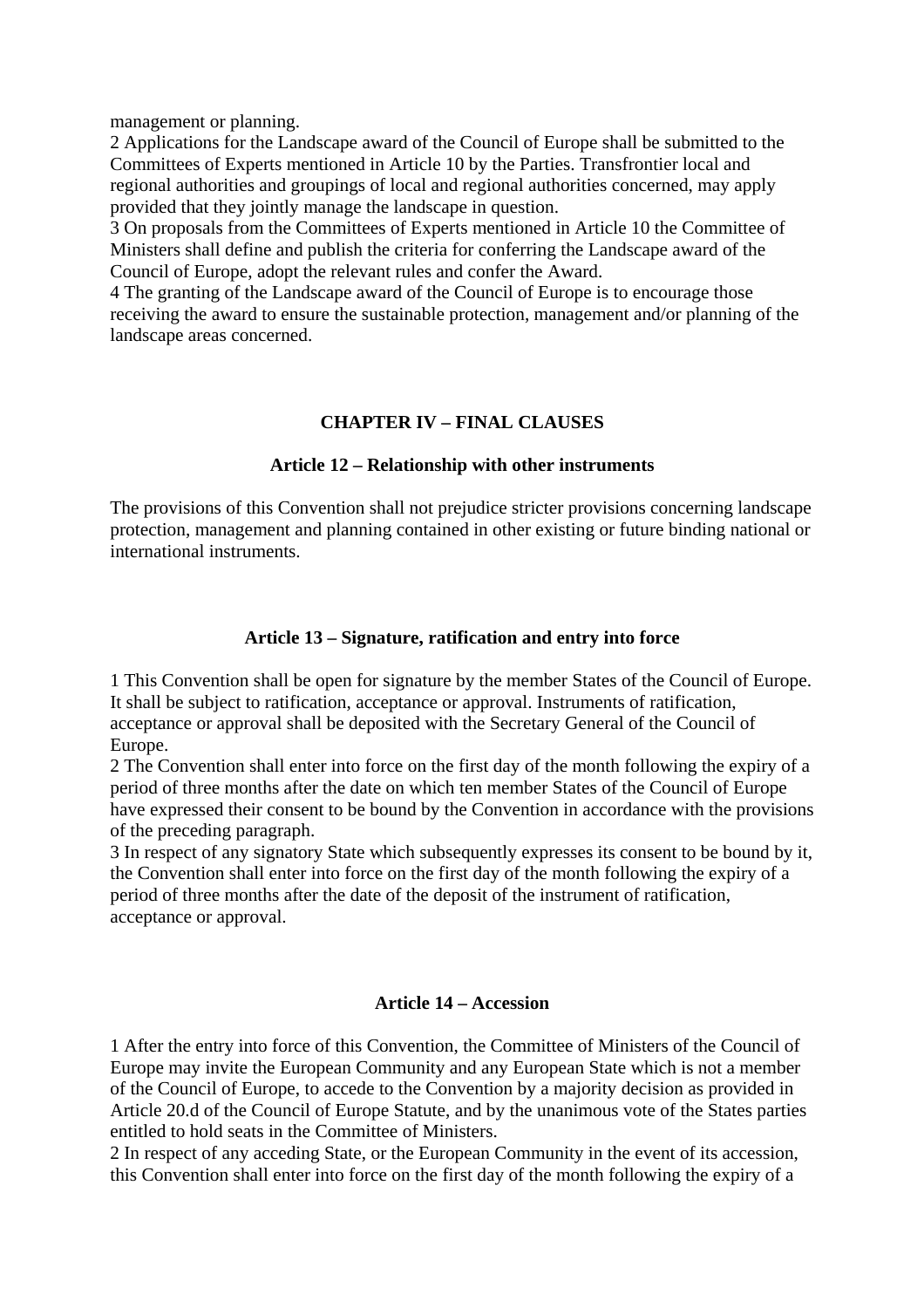management or planning.

2 Applications for the Landscape award of the Council of Europe shall be submitted to the Committees of Experts mentioned in Article 10 by the Parties. Transfrontier local and regional authorities and groupings of local and regional authorities concerned, may apply provided that they jointly manage the landscape in question.

3 On proposals from the Committees of Experts mentioned in Article 10 the Committee of Ministers shall define and publish the criteria for conferring the Landscape award of the Council of Europe, adopt the relevant rules and confer the Award.

4 The granting of the Landscape award of the Council of Europe is to encourage those receiving the award to ensure the sustainable protection, management and/or planning of the landscape areas concerned.

## CHAPTER IV – FINAL CLAUSES

### Article 12 – Relationship with other instruments

The provisions of this Convention shall not prejudice stricter provisions concerning landscape protection, management and planning contained in other existing or future binding national or international instruments.

### Article 13 – Signature, ratification and entry into force

1 This Convention shall be open for signature by the member States of the Council of Europe. It shall be subject to ratification, acceptance or approval. Instruments of ratification, acceptance or approval shall be deposited with the Secretary General of the Council of Europe.

2 The Convention shall enter into force on the first day of the month following the expiry of a period of three months after the date on which ten member States of the Council of Europe have expressed their consent to be bound by the Convention in accordance with the provisions of the preceding paragraph.

3 In respect of any signatory State which subsequently expresses its consent to be bound by it, the Convention shall enter into force on the first day of the month following the expiry of a period of three months after the date of the deposit of the instrument of ratification, acceptance or approval.

### Article 14 – Accession

1 After the entry into force of this Convention, the Committee of Ministers of the Council of Europe may invite the European Community and any European State which is not a member of the Council of Europe, to accede to the Convention by a majority decision as provided in Article 20.d of the Council of Europe Statute, and by the unanimous vote of the States parties entitled to hold seats in the Committee of Ministers.

2 In respect of any acceding State, or the European Community in the event of its accession, this Convention shall enter into force on the first day of the month following the expiry of a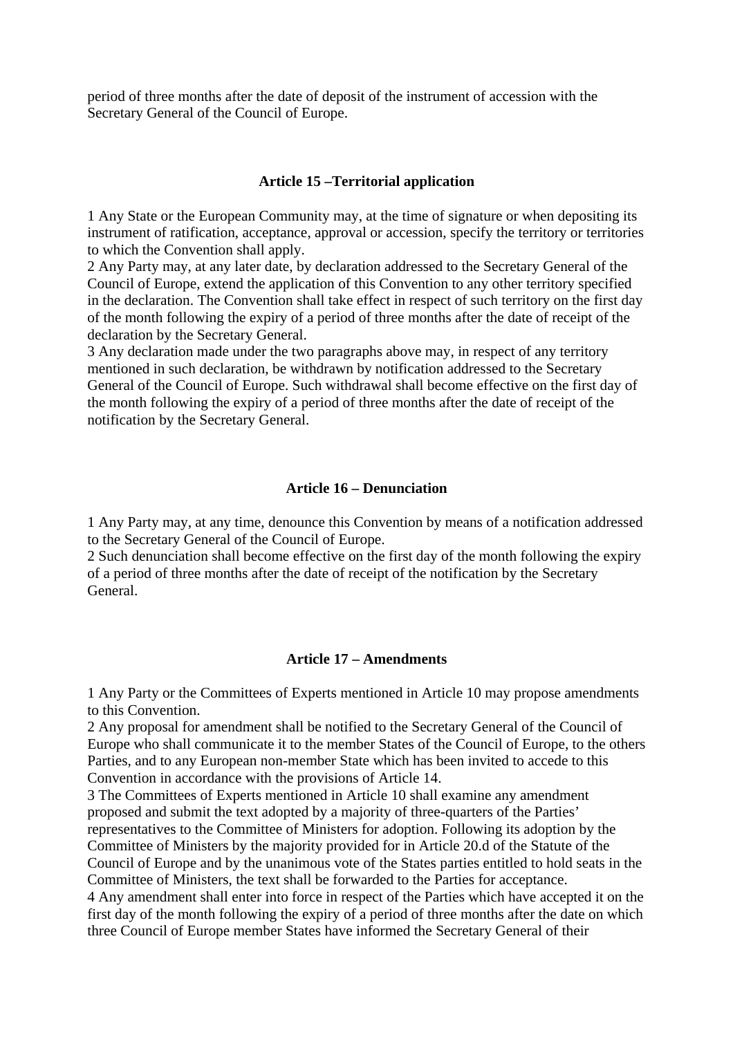period of three months after the date of deposit of the instrument of accession with the Secretary General of the Council of Europe.

### Article 15 –Territorial application

1 Any State or the European Community may, at the time of signature or when depositing its instrument of ratification, acceptance, approval or accession, specify the territory or territories to which the Convention shall apply.
2 Any Party may, at any later date, by declaration addressed to the Secretary General of the Council of Europe, extend the application of this Convention to any other territory specified in the declaration. The Convention shall take effect in respect of such territory on the first day of the month following the expiry of a period of three months after the date of receipt of the declaration by the Secretary General.
3 Any declaration made under the two paragraphs above may, in respect of any territory mentioned in such declaration, be withdrawn by notification addressed to the Secretary General of the Council of Europe. Such withdrawal shall become effective on the first day of the month following the expiry of a period of three months after the date of receipt of the notification by the Secretary General.

### Article 16 – Denunciation

1 Any Party may, at any time, denounce this Convention by means of a notification addressed to the Secretary General of the Council of Europe.
2 Such denunciation shall become effective on the first day of the month following the expiry of a period of three months after the date of receipt of the notification by the Secretary General.

### Article 17 – Amendments

1 Any Party or the Committees of Experts mentioned in Article 10 may propose amendments to this Convention.
2 Any proposal for amendment shall be notified to the Secretary General of the Council of Europe who shall communicate it to the member States of the Council of Europe, to the others Parties, and to any European non-member State which has been invited to accede to this Convention in accordance with the provisions of Article 14.
3 The Committees of Experts mentioned in Article 10 shall examine any amendment proposed and submit the text adopted by a majority of three-quarters of the Parties' representatives to the Committee of Ministers for adoption. Following its adoption by the Committee of Ministers by the majority provided for in Article 20.d of the Statute of the Council of Europe and by the unanimous vote of the States parties entitled to hold seats in the Committee of Ministers, the text shall be forwarded to the Parties for acceptance.
4 Any amendment shall enter into force in respect of the Parties which have accepted it on the first day of the month following the expiry of a period of three months after the date on which three Council of Europe member States have informed the Secretary General of their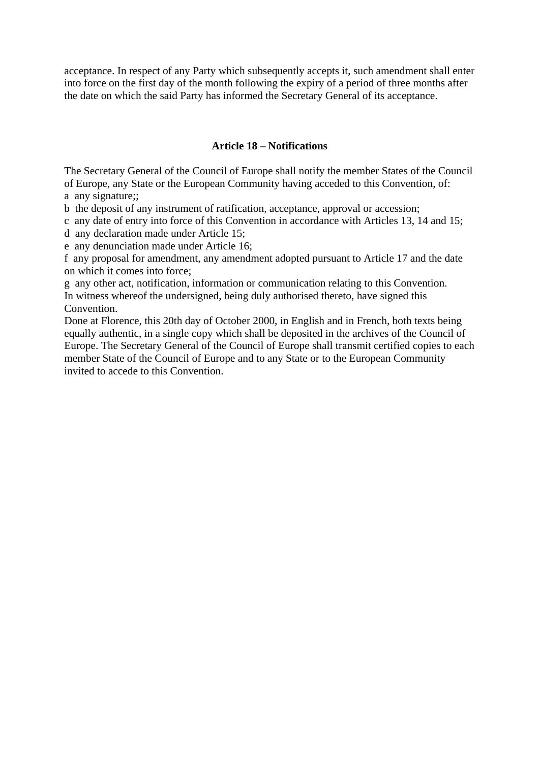acceptance. In respect of any Party which subsequently accepts it, such amendment shall enter into force on the first day of the month following the expiry of a period of three months after the date on which the said Party has informed the Secretary General of its acceptance.

### Article 18 – Notifications

The Secretary General of the Council of Europe shall notify the member States of the Council of Europe, any State or the European Community having acceded to this Convention, of:

a any signature;;

b the deposit of any instrument of ratification, acceptance, approval or accession;

c any date of entry into force of this Convention in accordance with Articles 13, 14 and 15;

d any declaration made under Article 15;

e any denunciation made under Article 16;

f any proposal for amendment, any amendment adopted pursuant to Article 17 and the date on which it comes into force;

g any other act, notification, information or communication relating to this Convention.

In witness whereof the undersigned, being duly authorised thereto, have signed this Convention.

Done at Florence, this 20th day of October 2000, in English and in French, both texts being equally authentic, in a single copy which shall be deposited in the archives of the Council of Europe. The Secretary General of the Council of Europe shall transmit certified copies to each member State of the Council of Europe and to any State or to the European Community invited to accede to this Convention.